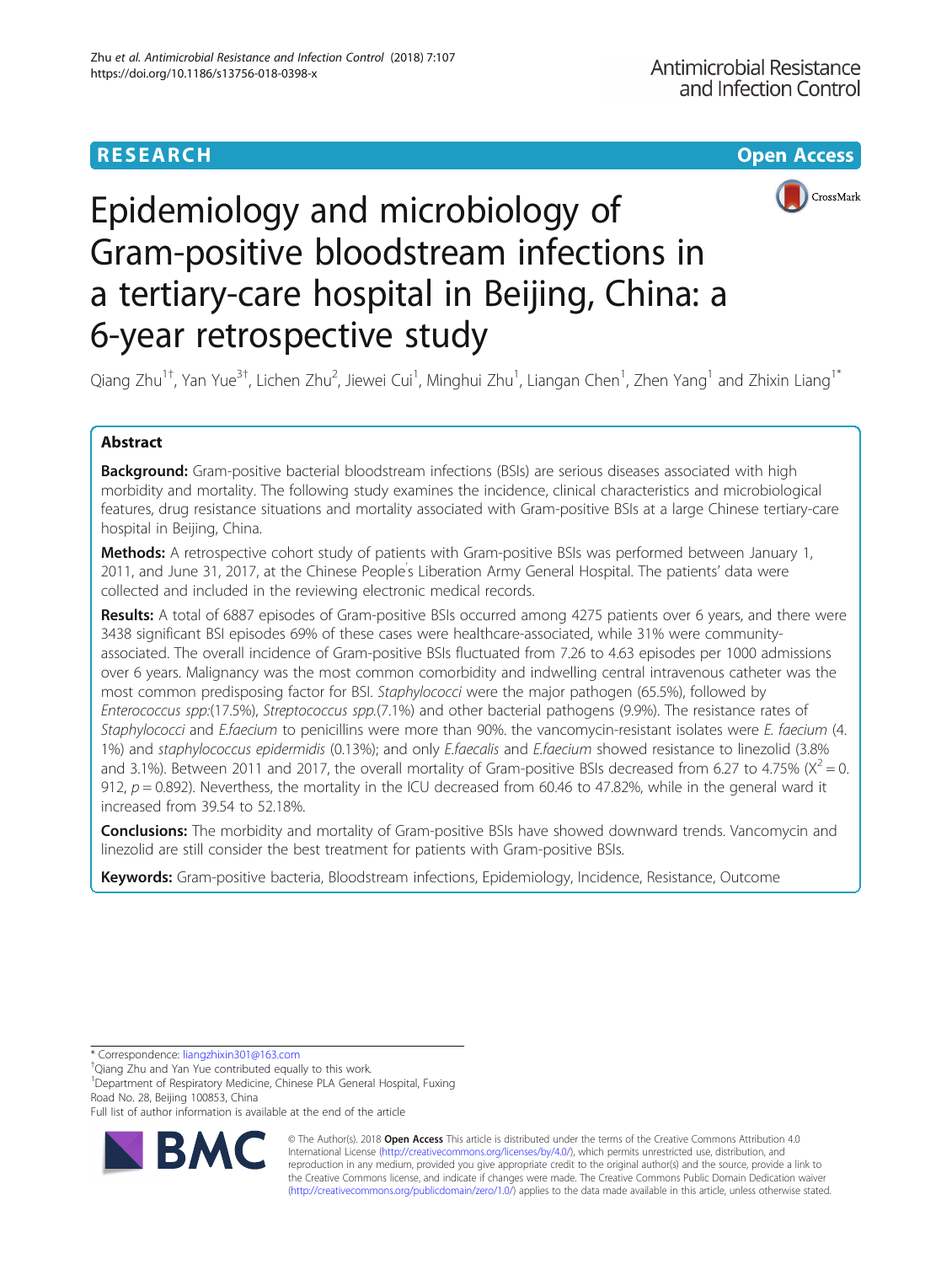# Epidemiology and microbiology of Gram-positive bloodstream infections in a tertiary-care hospital in Beijing, China: a 6-year retrospective study

Qiang Zhu[1†], Yan Yue[3†], Lichen Zhu[2], Jiewei Cui[1], Minghui Zhu[1], Liangan Chen[1], Zhen Yang[1] and Zhixin Liang[1*]

## Abstract

**Background:** Gram-positive bacterial bloodstream infections (BSIs) are serious diseases associated with high morbidity and mortality. The following study examines the incidence, clinical characteristics and microbiological features, drug resistance situations and mortality associated with Gram-positive BSIs at a large Chinese tertiary-care hospital in Beijing, China.

**Methods:** A retrospective cohort study of patients with Gram-positive BSIs was performed between January 1, 2011, and June 31, 2017, at the Chinese People's Liberation Army General Hospital. The patients' data were collected and included in the reviewing electronic medical records.

**Results:** A total of 6887 episodes of Gram-positive BSIs occurred among 4275 patients over 6 years, and there were 3438 significant BSI episodes 69% of these cases were healthcare-associated, while 31% were community-associated. The overall incidence of Gram-positive BSIs fluctuated from 7.26 to 4.63 episodes per 1000 admissions over 6 years. Malignancy was the most common comorbidity and indwelling central intravenous catheter was the most common predisposing factor for BSI. *Staphylococci* were the major pathogen (65.5%), followed by *Enterococcus spp*:(17.5%), *Streptococcus spp*.(7.1%) and other bacterial pathogens (9.9%). The resistance rates of *Staphylococci* and *E.faecium* to penicillins were more than 90%. the vancomycin-resistant isolates were *E. faecium* (4.1%) and *staphylococcus epidermidis* (0.13%); and only *E.faecalis* and *E.faecium* showed resistance to linezolid (3.8% and 3.1%). Between 2011 and 2017, the overall mortality of Gram-positive BSIs decreased from 6.27 to 4.75% ($X^2 = 0.912$, $p = 0.892$). Nevertheless, the mortality in the ICU decreased from 60.46 to 47.82%, while in the general ward it increased from 39.54 to 52.18%.

**Conclusions:** The morbidity and mortality of Gram-positive BSIs have showed downward trends. Vancomycin and linezolid are still consider the best treatment for patients with Gram-positive BSIs.

**Keywords:** Gram-positive bacteria, Bloodstream infections, Epidemiology, Incidence, Resistance, Outcome

---

* Correspondence: liangzhixin301@163.com

†Qiang Zhu and Yan Yue contributed equally to this work.

[1]Department of Respiratory Medicine, Chinese PLA General Hospital, Fuxing Road No. 28, Beijing 100853, China

Full list of author information is available at the end of the article

© The Author(s). 2018 **Open Access** This article is distributed under the terms of the Creative Commons Attribution 4.0 International License (http://creativecommons.org/licenses/by/4.0/), which permits unrestricted use, distribution, and reproduction in any medium, provided you give appropriate credit to the original author(s) and the source, provide a link to the Creative Commons license, and indicate if changes were made. The Creative Commons Public Domain Dedication waiver (http://creativecommons.org/publicdomain/zero/1.0/) applies to the data made available in this article, unless otherwise stated.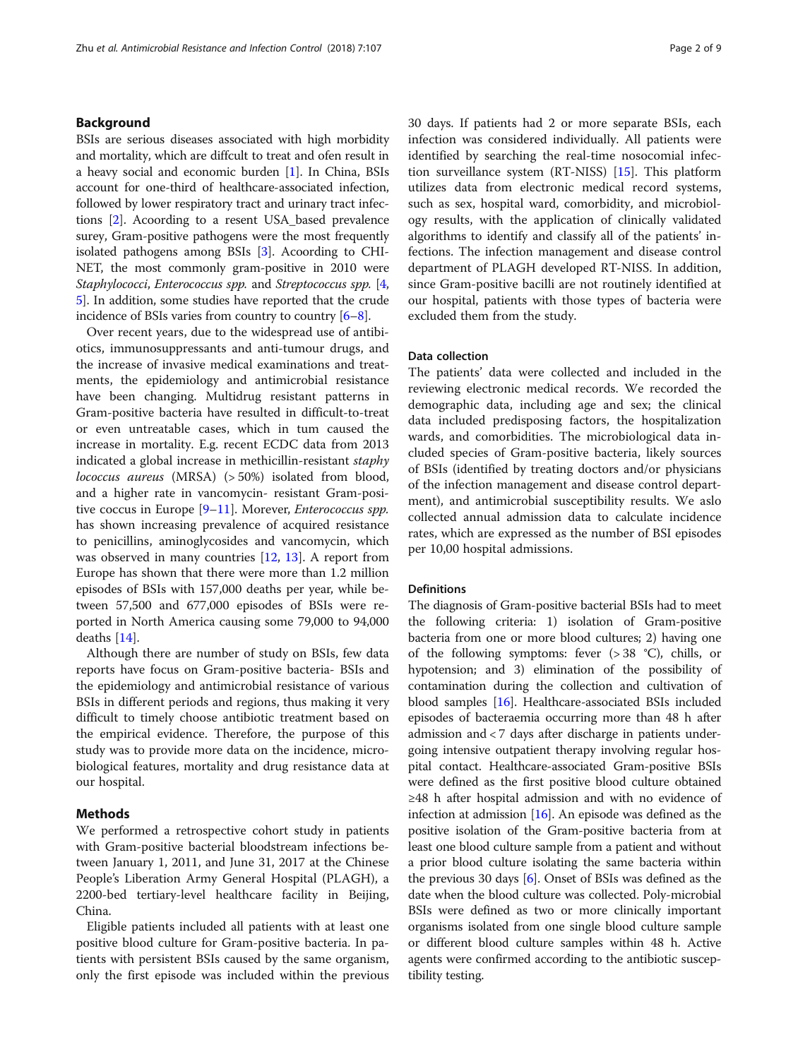## Background

BSIs are serious diseases associated with high morbidity and mortality, which are diffcult to treat and ofen result in a heavy social and economic burden [1]. In China, BSIs account for one-third of healthcare-associated infection, followed by lower respiratory tract and urinary tract infections [2]. Acoording to a resent USA_based prevalence surey, Gram-positive pathogens were the most frequently isolated pathogens among BSIs [3]. Acoording to CHINET, the most commonly gram-positive in 2010 were *Staphylococci*, *Enterococcus spp.* and *Streptococcus spp.* [4, 5]. In addition, some studies have reported that the crude incidence of BSIs varies from country to country [6–8].

Over recent years, due to the widespread use of antibiotics, immunosuppressants and anti-tumour drugs, and the increase of invasive medical examinations and treatments, the epidemiology and antimicrobial resistance have been changing. Multidrug resistant patterns in Gram-positive bacteria have resulted in difficult-to-treat or even untreatable cases, which in tum caused the increase in mortality. E.g. recent ECDC data from 2013 indicated a global increase in methicillin-resistant *staphylococcus aureus* (MRSA) (> 50%) isolated from blood, and a higher rate in vancomycin- resistant Gram-positive coccus in Europe [9–11]. Morever, *Enterococcus spp.* has shown increasing prevalence of acquired resistance to penicillins, aminoglycosides and vancomycin, which was observed in many countries [12, 13]. A report from Europe has shown that there were more than 1.2 million episodes of BSIs with 157,000 deaths per year, while between 57,500 and 677,000 episodes of BSIs were reported in North America causing some 79,000 to 94,000 deaths [14].

Although there are number of study on BSIs, few data reports have focus on Gram-positive bacteria- BSIs and the epidemiology and antimicrobial resistance of various BSIs in different periods and regions, thus making it very difficult to timely choose antibiotic treatment based on the empirical evidence. Therefore, the purpose of this study was to provide more data on the incidence, microbiological features, mortality and drug resistance data at our hospital.

## Methods

We performed a retrospective cohort study in patients with Gram-positive bacterial bloodstream infections between January 1, 2011, and June 31, 2017 at the Chinese People's Liberation Army General Hospital (PLAGH), a 2200-bed tertiary-level healthcare facility in Beijing, China.

Eligible patients included all patients with at least one positive blood culture for Gram-positive bacteria. In patients with persistent BSIs caused by the same organism, only the first episode was included within the previous 30 days. If patients had 2 or more separate BSIs, each infection was considered individually. All patients were identified by searching the real-time nosocomial infection surveillance system (RT-NISS) [15]. This platform utilizes data from electronic medical record systems, such as sex, hospital ward, comorbidity, and microbiology results, with the application of clinically validated algorithms to identify and classify all of the patients' infections. The infection management and disease control department of PLAGH developed RT-NISS. In addition, since Gram-positive bacilli are not routinely identified at our hospital, patients with those types of bacteria were excluded them from the study.

### Data collection

The patients' data were collected and included in the reviewing electronic medical records. We recorded the demographic data, including age and sex; the clinical data included predisposing factors, the hospitalization wards, and comorbidities. The microbiological data included species of Gram-positive bacteria, likely sources of BSIs (identified by treating doctors and/or physicians of the infection management and disease control department), and antimicrobial susceptibility results. We aslo collected annual admission data to calculate incidence rates, which are expressed as the number of BSI episodes per 10,00 hospital admissions.

### Definitions

The diagnosis of Gram-positive bacterial BSIs had to meet the following criteria: 1) isolation of Gram-positive bacteria from one or more blood cultures; 2) having one of the following symptoms: fever (> 38 °C), chills, or hypotension; and 3) elimination of the possibility of contamination during the collection and cultivation of blood samples [16]. Healthcare-associated BSIs included episodes of bacteraemia occurring more than 48 h after admission and < 7 days after discharge in patients undergoing intensive outpatient therapy involving regular hospital contact. Healthcare-associated Gram-positive BSIs were defined as the first positive blood culture obtained ≥48 h after hospital admission and with no evidence of infection at admission [16]. An episode was defined as the positive isolation of the Gram-positive bacteria from at least one blood culture sample from a patient and without a prior blood culture isolating the same bacteria within the previous 30 days [6]. Onset of BSIs was defined as the date when the blood culture was collected. Poly-microbial BSIs were defined as two or more clinically important organisms isolated from one single blood culture sample or different blood culture samples within 48 h. Active agents were confirmed according to the antibiotic susceptibility testing.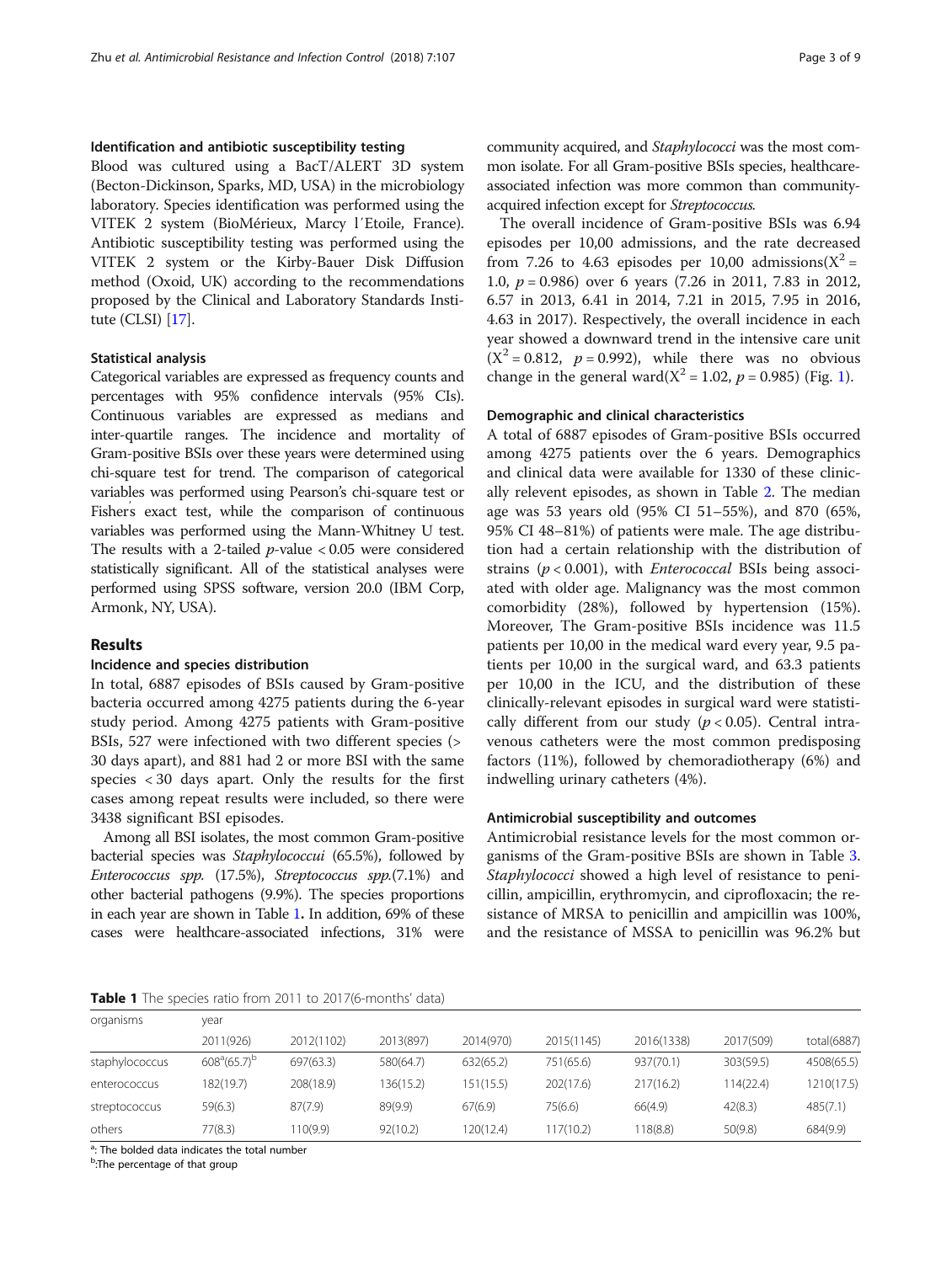### Identification and antibiotic susceptibility testing

Blood was cultured using a BacT/ALERT 3D system (Becton-Dickinson, Sparks, MD, USA) in the microbiology laboratory. Species identification was performed using the VITEK 2 system (BioMérieux, Marcy l′Etoile, France). Antibiotic susceptibility testing was performed using the VITEK 2 system or the Kirby-Bauer Disk Diffusion method (Oxoid, UK) according to the recommendations proposed by the Clinical and Laboratory Standards Institute (CLSI) [17].

### Statistical analysis

Categorical variables are expressed as frequency counts and percentages with 95% confidence intervals (95% CIs). Continuous variables are expressed as medians and inter-quartile ranges. The incidence and mortality of Gram-positive BSIs over these years were determined using chi-square test for trend. The comparison of categorical variables was performed using Pearson's chi-square test or Fisher's exact test, while the comparison of continuous variables was performed using the Mann-Whitney U test. The results with a 2-tailed $p$-value $< 0.05$ were considered statistically significant. All of the statistical analyses were performed using SPSS software, version 20.0 (IBM Corp, Armonk, NY, USA).

## Results

### Incidence and species distribution

In total, 6887 episodes of BSIs caused by Gram-positive bacteria occurred among 4275 patients during the 6-year study period. Among 4275 patients with Gram-positive BSIs, 527 were infectioned with two different species (> 30 days apart), and 881 had 2 or more BSI with the same species < 30 days apart. Only the results for the first cases among repeat results were included, so there were 3438 significant BSI episodes.

Among all BSI isolates, the most common Gram-positive bacterial species was *Staphylococcui* (65.5%), followed by *Enterococcus spp.* (17.5%), *Streptococcus spp.*(7.1%) and other bacterial pathogens (9.9%). The species proportions in each year are shown in Table 1. In addition, 69% of these cases were healthcare-associated infections, 31% were community acquired, and *Staphylococci* was the most common isolate. For all Gram-positive BSIs species, healthcare-associated infection was more common than community-acquired infection except for *Streptococcus.*

The overall incidence of Gram-positive BSIs was 6.94 episodes per 10,00 admissions, and the rate decreased from 7.26 to 4.63 episodes per 10,00 admissions($X^2$ = 1.0, $p = 0.986$) over 6 years (7.26 in 2011, 7.83 in 2012, 6.57 in 2013, 6.41 in 2014, 7.21 in 2015, 7.95 in 2016, 4.63 in 2017). Respectively, the overall incidence in each year showed a downward trend in the intensive care unit ($X^2 = 0.812$, $p = 0.992$), while there was no obvious change in the general ward($X^2 = 1.02$, $p = 0.985$) (Fig. 1).

### Demographic and clinical characteristics

A total of 6887 episodes of Gram-positive BSIs occurred among 4275 patients over the 6 years. Demographics and clinical data were available for 1330 of these clinically relevent episodes, as shown in Table 2. The median age was 53 years old (95% CI 51–55%), and 870 (65%, 95% CI 48–81%) of patients were male. The age distribution had a certain relationship with the distribution of strains ($p < 0.001$), with *Enterococcal* BSIs being associated with older age. Malignancy was the most common comorbidity (28%), followed by hypertension (15%). Moreover, The Gram-positive BSIs incidence was 11.5 patients per 10,00 in the medical ward every year, 9.5 patients per 10,00 in the surgical ward, and 63.3 patients per 10,00 in the ICU, and the distribution of these clinically-relevant episodes in surgical ward were statistically different from our study ($p < 0.05$). Central intravenous catheters were the most common predisposing factors (11%), followed by chemoradiotherapy (6%) and indwelling urinary catheters (4%).

### Antimicrobial susceptibility and outcomes

Antimicrobial resistance levels for the most common organisms of the Gram-positive BSIs are shown in Table 3. *Staphylococci* showed a high level of resistance to penicillin, ampicillin, erythromycin, and ciprofloxacin; the resistance of MRSA to penicillin and ampicillin was 100%, and the resistance of MSSA to penicillin was 96.2% but

**Table 1** The species ratio from 2011 to 2017(6-months' data)

| organisms | year | | | | | | | |
|---|---|---|---|---|---|---|---|---|
| | 2011(926) | 2012(1102) | 2013(897) | 2014(970) | 2015(1145) | 2016(1338) | 2017(509) | total(6887) |
| staphylococcus | 608[a](65.7)[b] | 697(63.3) | 580(64.7) | 632(65.2) | 751(65.6) | 937(70.1) | 303(59.5) | 4508(65.5) |
| enterococcus | 182(19.7) | 208(18.9) | 136(15.2) | 151(15.5) | 202(17.6) | 217(16.2) | 114(22.4) | 1210(17.5) |
| streptococcus | 59(6.3) | 87(7.9) | 89(9.9) | 67(6.9) | 75(6.6) | 66(4.9) | 42(8.3) | 485(7.1) |
| others | 77(8.3) | 110(9.9) | 92(10.2) | 120(12.4) | 117(10.2) | 118(8.8) | 50(9.8) | 684(9.9) |

[a]: The bolded data indicates the total number

[b]:The percentage of that group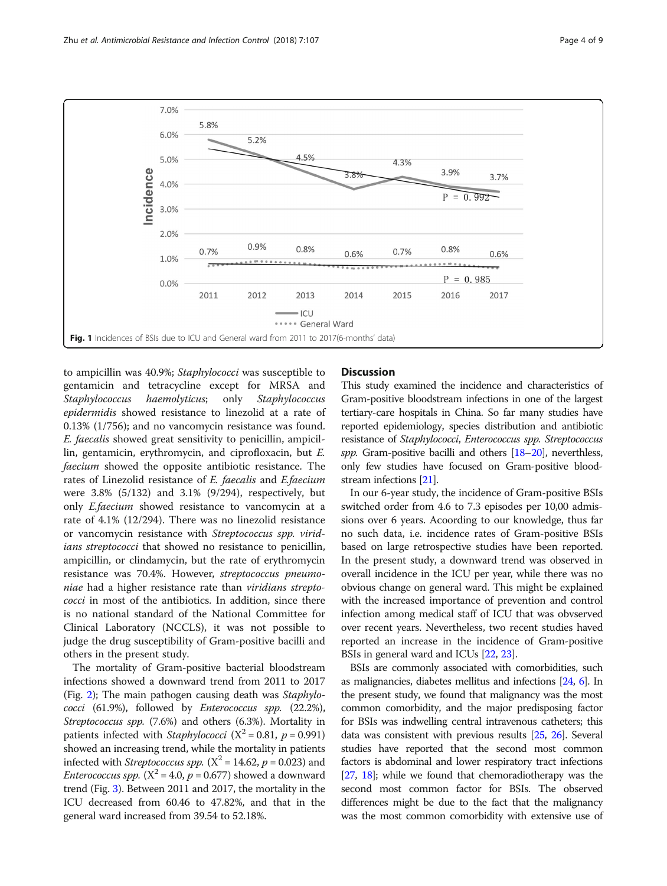Fig. 1 Incidences of BSIs due to ICU and General ward from 2011 to 2017(6-months' data)

to ampicillin was 40.9%; *Staphylococci* was susceptible to gentamicin and tetracycline except for MRSA and *Staphylococcus haemolyticus*; only *Staphylococcus epidermidis* showed resistance to linezolid at a rate of 0.13% (1/756); and no vancomycin resistance was found. *E. faecalis* showed great sensitivity to penicillin, ampicillin, gentamicin, erythromycin, and ciprofloxacin, but *E. faecium* showed the opposite antibiotic resistance. The rates of Linezolid resistance of *E. faecalis* and *E.faecium* were 3.8% (5/132) and 3.1% (9/294), respectively, but only *E.faecium* showed resistance to vancomycin at a rate of 4.1% (12/294). There was no linezolid resistance or vancomycin resistance with *Streptococcus spp. viridians streptococci* that showed no resistance to penicillin, ampicillin, or clindamycin, but the rate of erythromycin resistance was 70.4%. However, *streptococcus pneumoniae* had a higher resistance rate than *viridians streptococci* in most of the antibiotics. In addition, since there is no national standard of the National Committee for Clinical Laboratory (NCCLS), it was not possible to judge the drug susceptibility of Gram-positive bacilli and others in the present study.

The mortality of Gram-positive bacterial bloodstream infections showed a downward trend from 2011 to 2017 (Fig. 2); The main pathogen causing death was *Staphylococci* (61.9%), followed by *Enterococcus spp.* (22.2%), *Streptococcus spp.* (7.6%) and others (6.3%). Mortality in patients infected with *Staphylococci* ($X^2 = 0.81$, $p = 0.991$) showed an increasing trend, while the mortality in patients infected with *Streptococcus spp.* ($X^2 = 14.62$, $p = 0.023$) and *Enterococcus spp.* ($X^2 = 4.0$, $p = 0.677$) showed a downward trend (Fig. 3). Between 2011 and 2017, the mortality in the ICU decreased from 60.46 to 47.82%, and that in the general ward increased from 39.54 to 52.18%.

## Discussion

This study examined the incidence and characteristics of Gram-positive bloodstream infections in one of the largest tertiary-care hospitals in China. So far many studies have reported epidemiology, species distribution and antibiotic resistance of *Staphylococci*, *Enterococcus spp. Streptococcus spp.* Gram-positive bacilli and others [18–20], neverthless, only few studies have focused on Gram-positive bloodstream infections [21].

In our 6-year study, the incidence of Gram-positive BSIs switched order from 4.6 to 7.3 episodes per 10,00 admissions over 6 years. Acoording to our knowledge, thus far no such data, i.e. incidence rates of Gram-positive BSIs based on large retrospective studies have been reported. In the present study, a downward trend was observed in overall incidence in the ICU per year, while there was no obvious change on general ward. This might be explained with the increased importance of prevention and control infection among medical staff of ICU that was obvserved over recent years. Nevertheless, two recent studies haved reported an increase in the incidence of Gram-positive BSIs in general ward and ICUs [22, 23].

BSIs are commonly associated with comorbidities, such as malignancies, diabetes mellitus and infections [24, 6]. In the present study, we found that malignancy was the most common comorbidity, and the major predisposing factor for BSIs was indwelling central intravenous catheters; this data was consistent with previous results [25, 26]. Several studies have reported that the second most common factors is abdominal and lower respiratory tract infections [27, 18]; while we found that chemoradiotherapy was the second most common factor for BSIs. The observed differences might be due to the fact that the malignancy was the most common comorbidity with extensive use of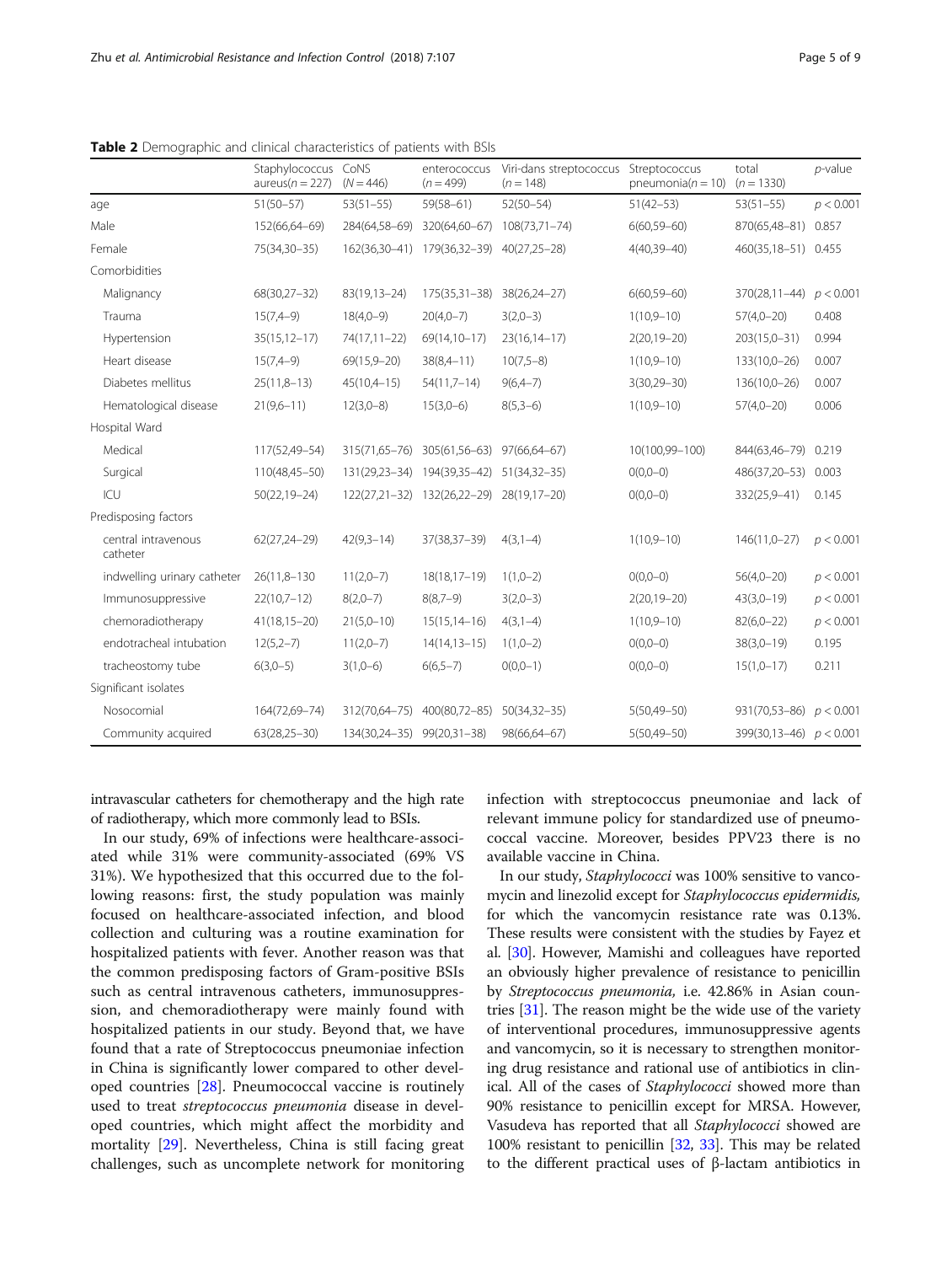**Table 2** Demographic and clinical characteristics of patients with BSIs

| | Staphylococcus aureus(n = 227) | CoNS (N = 446) | enterococcus (n = 499) | Viri-dans streptococcus (n = 148) | Streptococcus pneumonia(n = 10) | total (n = 1330) | p-value |
|---|---|---|---|---|---|---|---|
| age | 51(50–57) | 53(51–55) | 59(58–61) | 52(50–54) | 51(42–53) | 53(51–55) | $p < 0.001$ |
| Male | 152(66,64–69) | 284(64,58–69) | 320(64,60–67) | 108(73,71–74) | 6(60,59–60) | 870(65,48–81) | 0.857 |
| Female | 75(34,30–35) | 162(36,30–41) | 179(36,32–39) | 40(27,25–28) | 4(40,39–40) | 460(35,18–51) | 0.455 |
| Comorbidities | | | | | | | |
| Malignancy | 68(30,27–32) | 83(19,13–24) | 175(35,31–38) | 38(26,24–27) | 6(60,59–60) | 370(28,11–44) | $p < 0.001$ |
| Trauma | 15(7,4–9) | 18(4,0–9) | 20(4,0–7) | 3(2,0–3) | 1(10,9–10) | 57(4,0–20) | 0.408 |
| Hypertension | 35(15,12–17) | 74(17,11–22) | 69(14,10–17) | 23(16,14–17) | 2(20,19–20) | 203(15,0–31) | 0.994 |
| Heart disease | 15(7,4–9) | 69(15,9–20) | 38(8,4–11) | 10(7,5–8) | 1(10,9–10) | 133(10,0–26) | 0.007 |
| Diabetes mellitus | 25(11,8–13) | 45(10,4–15) | 54(11,7–14) | 9(6,4–7) | 3(30,29–30) | 136(10,0–26) | 0.007 |
| Hematological disease | 21(9,6–11) | 12(3,0–8) | 15(3,0–6) | 8(5,3–6) | 1(10,9–10) | 57(4,0–20) | 0.006 |
| Hospital Ward | | | | | | | |
| Medical | 117(52,49–54) | 315(71,65–76) | 305(61,56–63) | 97(66,64–67) | 10(100,99–100) | 844(63,46–79) | 0.219 |
| Surgical | 110(48,45–50) | 131(29,23–34) | 194(39,35–42) | 51(34,32–35) | 0(0,0–0) | 486(37,20–53) | 0.003 |
| ICU | 50(22,19–24) | 122(27,21–32) | 132(26,22–29) | 28(19,17–20) | 0(0,0–0) | 332(25,9–41) | 0.145 |
| Predisposing factors | | | | | | | |
| central intravenous catheter | 62(27,24–29) | 42(9,3–14) | 37(38,37–39) | 4(3,1–4) | 1(10,9–10) | 146(11,0–27) | $p < 0.001$ |
| indwelling urinary catheter | 26(11,8–130 | 11(2,0–7) | 18(18,17–19) | 1(1,0–2) | 0(0,0–0) | 56(4,0–20) | $p < 0.001$ |
| Immunosuppressive | 22(10,7–12) | 8(2,0–7) | 8(8,7–9) | 3(2,0–3) | 2(20,19–20) | 43(3,0–19) | $p < 0.001$ |
| chemoradiotherapy | 41(18,15–20) | 21(5,0–10) | 15(15,14–16) | 4(3,1–4) | 1(10,9–10) | 82(6,0–22) | $p < 0.001$ |
| endotracheal intubation | 12(5,2–7) | 11(2,0–7) | 14(14,13–15) | 1(1,0–2) | 0(0,0–0) | 38(3,0–19) | 0.195 |
| tracheostomy tube | 6(3,0–5) | 3(1,0–6) | 6(6,5–7) | 0(0,0–1) | 0(0,0–0) | 15(1,0–17) | 0.211 |
| Significant isolates | | | | | | | |
| Nosocomial | 164(72,69–74) | 312(70,64–75) | 400(80,72–85) | 50(34,32–35) | 5(50,49–50) | 931(70,53–86) | $p < 0.001$ |
| Community acquired | 63(28,25–30) | 134(30,24–35) | 99(20,31–38) | 98(66,64–67) | 5(50,49–50) | 399(30,13–46) | $p < 0.001$ |

intravascular catheters for chemotherapy and the high rate of radiotherapy, which more commonly lead to BSIs.

In our study, 69% of infections were healthcare-associated while 31% were community-associated (69% VS 31%). We hypothesized that this occurred due to the following reasons: first, the study population was mainly focused on healthcare-associated infection, and blood collection and culturing was a routine examination for hospitalized patients with fever. Another reason was that the common predisposing factors of Gram-positive BSIs such as central intravenous catheters, immunosuppression, and chemoradiotherapy were mainly found with hospitalized patients in our study. Beyond that, we have found that a rate of Streptococcus pneumoniae infection in China is significantly lower compared to other developed countries [28]. Pneumococcal vaccine is routinely used to treat *streptococcus pneumonia* disease in developed countries, which might affect the morbidity and mortality [29]. Nevertheless, China is still facing great challenges, such as uncomplete network for monitoring infection with streptococcus pneumoniae and lack of relevant immune policy for standardized use of pneumococcal vaccine. Moreover, besides PPV23 there is no available vaccine in China.

In our study, *Staphylococci* was 100% sensitive to vancomycin and linezolid except for *Staphylococcus epidermidis,* for which the vancomycin resistance rate was 0.13%. These results were consistent with the studies by Fayez et al. [30]. However, Mamishi and colleagues have reported an obviously higher prevalence of resistance to penicillin by *Streptococcus pneumonia,* i.e. 42.86% in Asian countries [31]. The reason might be the wide use of the variety of interventional procedures, immunosuppressive agents and vancomycin, so it is necessary to strengthen monitoring drug resistance and rational use of antibiotics in clinical. All of the cases of *Staphylococci* showed more than 90% resistance to penicillin except for MRSA. However, Vasudeva has reported that all *Staphylococci* showed are 100% resistant to penicillin [32, 33]. This may be related to the different practical uses of β-lactam antibiotics in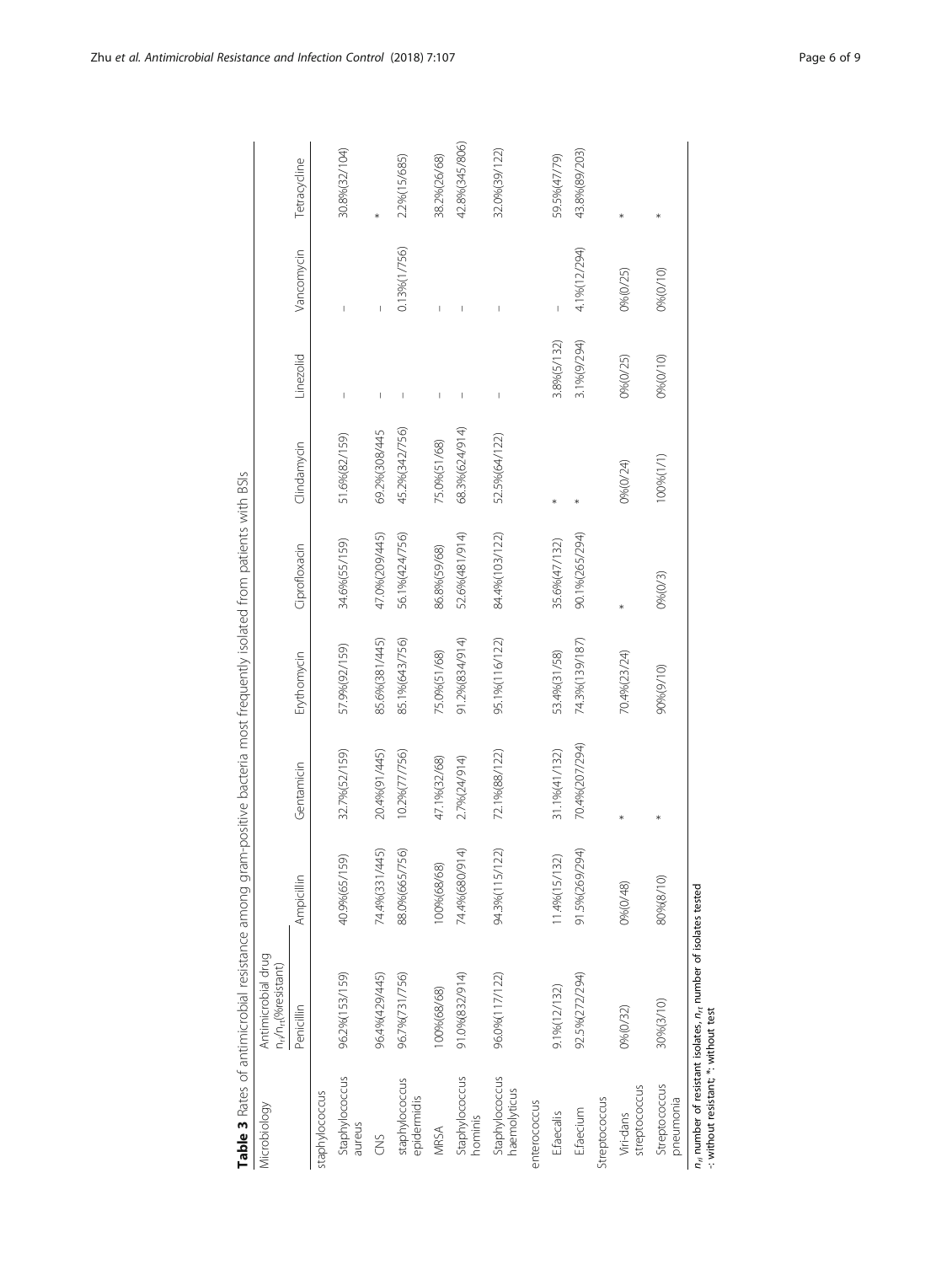**Table 3** Rates of antimicrobial resistance among gram-positive bacteria most frequently isolated from patients with BSIs

| Microbiology | Antimicrobial drug $n_r/n_{rt}$(%resistant) | | | | | | | | |
|---|---|---|---|---|---|---|---|---|---|
| | Penicillin | Ampicillin | Gentamicin | Eythomycin | Ciprofloxacin | Clindamycin | Linezolid | Vancomycin | Tetracycline |
| staphylococcus | | | | | | | | | |
| Staphylococcus aureus | 96.2%(153/159) | 40.9%(65/159) | 32.7%(52/159) | 57.9%(92/159) | 34.6%(55/159) | 51.6%(82/159) | – | – | 30.8%(32/104) |
| CNS | 96.4%(429/445) | 74.4%(331/445) | 20.4%(91/445) | 85.6%(381/445) | 47.0%(209/445) | 69.2%(308/445 | – | – | * |
| staphylococcus epidermidis | 96.7%(731/756) | 88.0%(665/756) | 10.2%(77/756) | 85.1%(643/756) | 56.1%(424/756) | 45.2%(342/756) | – | 0.13%(1/756) | 2.2%(15/685) |
| MRSA | 100%(68/68) | 100%(68/68) | 47.1%(32/68) | 75.0%(51/68) | 86.8%(59/68) | 75.0%(51/68) | – | – | 38.2%(26/68) |
| Staphylococcus hominis | 91.0%(832/914) | 74.4%(680/914) | 2.7%(24/914) | 91.2%(834/914) | 52.6%(481/914) | 68.3%(624/914) | – | – | 42.8%(345/806) |
| Staphylococcus haemolyticus | 96.0%(117/122) | 94.3%(115/122) | 72.1%(88/122) | 95.1%(116/122) | 84.4%(103/122) | 52.5%(64/122) | – | – | 32.0%(39/122) |
| enterococcus | | | | | | | | | |
| E.faecalis | 9.1%(12/132) | 11.4%(15/132) | 31.1%(41/132) | 53.4%(31/58) | 35.6%(47/132) | * | 3.8%(5/132) | – | 59.5%(47/79) |
| E.faecium | 92.5%(272/294) | 91.5%(269/294) | 70.4%(207/294) | 74.3%(139/187) | 90.1%(265/294) | * | 3.1%(9/294) | 4.1%(12/294) | 43.8%(89/203) |
| Streptococcus | | | | | | | | | |
| Viri-dans streptococcus | 0%(0/32) | 0%(0/48) | * | 70.4%(23/24) | * | 0%(0/24) | 0%(0/25) | 0%(0/25) | * |
| Streptococcus pneumonia | 30%(3/10) | 80%(8/10) | * | 90%(9/10) | 0%(0/3) | 100%(1/1) | 0%(0/10) | 0%(0/10) | * |

$n_r$, number of resistant isolates, $n_{rt}$, number of isolates tested
-: without resistant; *: without test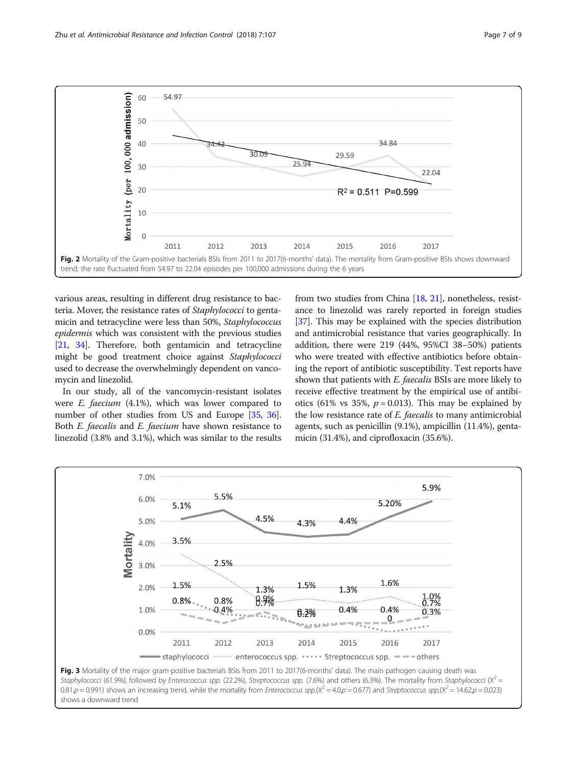Fig. 2 Mortality of the Gram-positive bacterials BSIs from 2011 to 2017(6-months' data). The mortality from Gram-positive BSIs shows downward trend; the rate fluctuated from 54.97 to 22.04 episodes per 100,000 admissions during the 6 years

various areas, resulting in different drug resistance to bacteria. Mover, the resistance rates of *Staphylococci* to gentamicin and tetracycline were less than 50%, *Staphylococcus epidermis* which was consistent with the previous studies [21, 34]. Therefore, both gentamicin and tetracycline might be good treatment choice against *Staphylococci* used to decrease the overwhelmingly dependent on vancomycin and linezolid.

In our study, all of the vancomycin-resistant isolates were *E. faecium* (4.1%), which was lower compared to number of other studies from US and Europe [35, 36]. Both *E. faecalis* and *E. faecium* have shown resistance to linezolid (3.8% and 3.1%), which was similar to the results from two studies from China [18, 21], nonetheless, resistance to linezolid was rarely reported in foreign studies [37]. This may be explained with the species distribution and antimicrobial resistance that varies geographically. In addition, there were 219 (44%, 95%CI 38–50%) patients who were treated with effective antibiotics before obtaining the report of antibiotic susceptibility. Test reports have shown that patients with *E. faecalis* BSIs are more likely to receive effective treatment by the empirical use of antibiotics (61% vs 35%, $p = 0.013$). This may be explained by the low resistance rate of *E. faecalis* to many antimicrobial agents, such as penicillin (9.1%), ampicillin (11.4%), gentamicin (31.4%), and ciprofloxacin (35.6%).

Fig. 3 Mortality of the major gram-positive bacterials BSIs from 2011 to 2017(6-months' data). The main pathogen causing death was *Staphylococci* (61.9%), followed by *Enterococcus spp.* (22.2%), *Streptococcus spp.* (7.6%) and others (6.3%). The mortality from *Staphylococci* ($X^2 = 0.81, p = 0.991$) shows an increasing trend, while the mortality from *Enterococcus spp.*($X^2 = 4.0, p = 0.677$) and *Streptococcus spp.*($X^2 = 14.62, p = 0.023$) shows a downward trend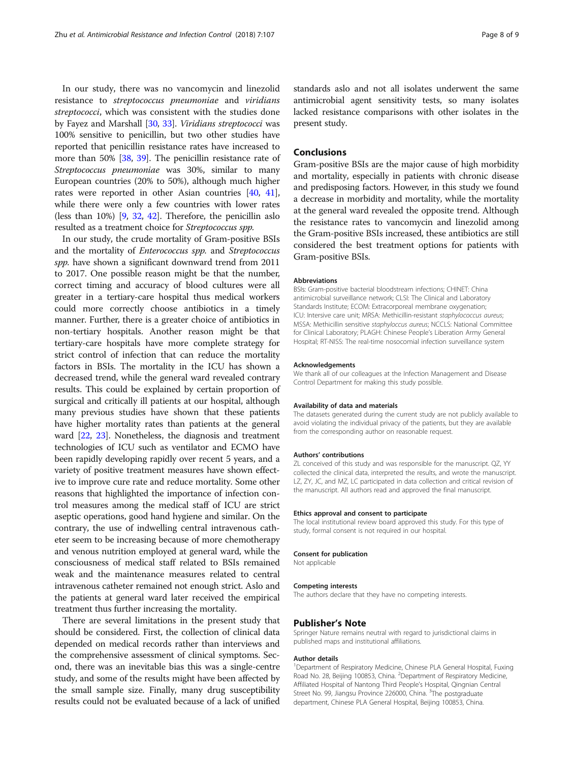In our study, there was no vancomycin and linezolid resistance to *streptococcus pneumoniae* and *viridians streptococci*, which was consistent with the studies done by Fayez and Marshall [30, 33]. *Viridians streptococci* was 100% sensitive to penicillin, but two other studies have reported that penicillin resistance rates have increased to more than 50% [38, 39]. The penicillin resistance rate of *Streptococcus pneumoniae* was 30%, similar to many European countries (20% to 50%), although much higher rates were reported in other Asian countries [40, 41], while there were only a few countries with lower rates (less than 10%) [9, 32, 42]. Therefore, the penicillin aslo resulted as a treatment choice for *Streptococcus spp.*

In our study, the crude mortality of Gram-positive BSIs and the mortality of *Enterococcus spp.* and *Streptococcus spp.* have shown a significant downward trend from 2011 to 2017. One possible reason might be that the number, correct timing and accuracy of blood cultures were all greater in a tertiary-care hospital thus medical workers could more correctly choose antibiotics in a timely manner. Further, there is a greater choice of antibiotics in non-tertiary hospitals. Another reason might be that tertiary-care hospitals have more complete strategy for strict control of infection that can reduce the mortality factors in BSIs. The mortality in the ICU has shown a decreased trend, while the general ward revealed contrary results. This could be explained by certain proportion of surgical and critically ill patients at our hospital, although many previous studies have shown that these patients have higher mortality rates than patients at the general ward [22, 23]. Nonetheless, the diagnosis and treatment technologies of ICU such as ventilator and ECMO have been rapidly developing rapidly over recent 5 years, and a variety of positive treatment measures have shown effective to improve cure rate and reduce mortality. Some other reasons that highlighted the importance of infection control measures among the medical staff of ICU are strict aseptic operations, good hand hygiene and similar. On the contrary, the use of indwelling central intravenous catheter seem to be increasing because of more chemotherapy and venous nutrition employed at general ward, while the consciousness of medical staff related to BSIs remained weak and the maintenance measures related to central intravenous catheter remained not enough strict. Aslo and the patients at general ward later received the empirical treatment thus further increasing the mortality.

There are several limitations in the present study that should be considered. First, the collection of clinical data depended on medical records rather than interviews and the comprehensive assessment of clinical symptoms. Second, there was an inevitable bias this was a single-centre study, and some of the results might have been affected by the small sample size. Finally, many drug susceptibility results could not be evaluated because of a lack of unified standards aslo and not all isolates underwent the same antimicrobial agent sensitivity tests, so many isolates lacked resistance comparisons with other isolates in the present study.

## Conclusions

Gram-positive BSIs are the major cause of high morbidity and mortality, especially in patients with chronic disease and predisposing factors. However, in this study we found a decrease in morbidity and mortality, while the mortality at the general ward revealed the opposite trend. Although the resistance rates to vancomycin and linezolid among the Gram-positive BSIs increased, these antibiotics are still considered the best treatment options for patients with Gram-positive BSIs.

#### Abbreviations

BSIs: Gram-positive bacterial bloodstream infections; CHINET: China antimicrobial surveillance network; CLSI: The Clinical and Laboratory Standards Institute; ECOM: Extracorporeal membrane oxygenation; ICU: Intersive care unit; MRSA: Methicillin-resistant *staphylococcus aureus*; MSSA: Methicillin sensitive *staphyloccus aureus*; NCCLS: National Committee for Clinical Laboratory; PLAGH: Chinese People's Liberation Army General Hospital; RT-NISS: The real-time nosocomial infection surveillance system

#### Acknowledgements

We thank all of our colleagues at the Infection Management and Disease Control Department for making this study possible.

#### Availability of data and materials

The datasets generated during the current study are not publicly available to avoid violating the individual privacy of the patients, but they are available from the corresponding author on reasonable request.

#### Authors' contributions

ZL conceived of this study and was responsible for the manuscript. QZ, YY collected the clinical data, interpreted the results, and wrote the manuscript. LZ, ZY, JC, and MZ, LC participated in data collection and critical revision of the manuscript. All authors read and approved the final manuscript.

#### Ethics approval and consent to participate

The local institutional review board approved this study. For this type of study, formal consent is not required in our hospital.

#### Consent for publication

Not applicable

#### Competing interests

The authors declare that they have no competing interests.

## Publisher's Note

Springer Nature remains neutral with regard to jurisdictional claims in published maps and institutional affiliations.

#### Author details

[1]Department of Respiratory Medicine, Chinese PLA General Hospital, Fuxing Road No. 28, Beijing 100853, China. [2]Department of Respiratory Medicine, Affiliated Hospital of Nantong Third People's Hospital, Qingnian Central Street No. 99, Jiangsu Province 226000, China. [3]The postgraduate department, Chinese PLA General Hospital, Beijing 100853, China.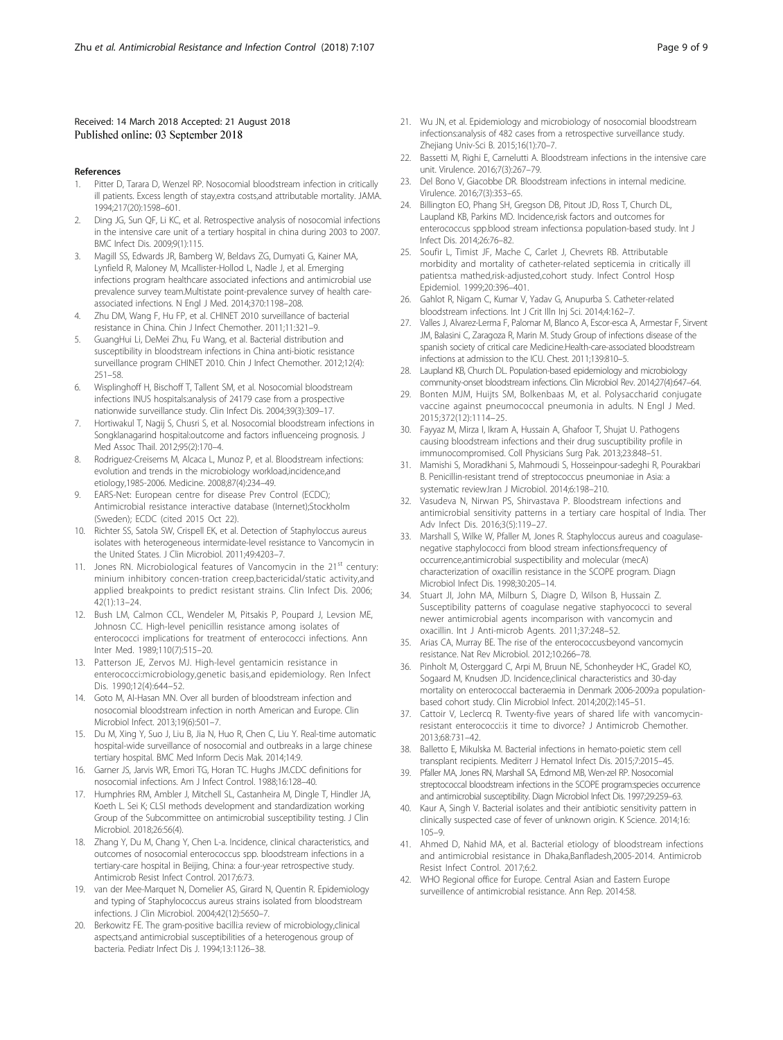Received: 14 March 2018 Accepted: 21 August 2018
Published online: 03 September 2018

## References

1. Pitter D, Tarara D, Wenzel RP. Nosocomial bloodstream infection in critically ill patients. Excess length of stay,extra costs,and attributable mortality. JAMA. 1994;217(20):1598–601.
2. Ding JG, Sun QF, Li KC, et al. Retrospective analysis of nosocomial infections in the intensive care unit of a tertiary hospital in china during 2003 to 2007. BMC Infect Dis. 2009;9(1):115.
3. Magill SS, Edwards JR, Bamberg W, Beldavs ZG, Dumyati G, Kainer MA, Lynfield R, Maloney M, Mcallister-Hollod L, Nadle J, et al. Emerging infections program healthcare associated infections and antimicrobial use prevalence survey team.Multistate point-prevalence survey of health care-associated infections. N Engl J Med. 2014;370:1198–208.
4. Zhu DM, Wang F, Hu FP, et al. CHINET 2010 surveillance of bacterial resistance in China. Chin J Infect Chemother. 2011;11:321–9.
5. GuangHui Li, DeMei Zhu, Fu Wang, et al. Bacterial distribution and susceptibility in bloodstream infections in China anti-biotic resistance surveillance program CHINET 2010. Chin J Infect Chemother. 2012;12(4): 251–58.
6. Wisplinghoff H, Bischoff T, Tallent SM, et al. Nosocomial bloodstream infections INUS hospitals:analysis of 24179 case from a prospective nationwide surveillance study. Clin Infect Dis. 2004;39(3):309–17.
7. Hortiwakul T, Nagij S, Chusri S, et al. Nosocomial bloodstream infections in Songklanagarind hospital:outcome and factors influenceing prognosis. J Med Assoc Thail. 2012;95(2):170–4.
8. Rodriguez-Creisems M, Alcaca L, Munoz P, et al. Bloodstream infections: evolution and trends in the microbiology workload,incidence,and etiology,1985-2006. Medicine. 2008;87(4):234–49.
9. EARS-Net: European centre for disease Prev Control (ECDC); Antimicrobial resistance interactive database (Internet);Stockholm (Sweden); ECDC (cited 2015 Oct 22).
10. Richter SS, Satola SW, Crispell EK, et al. Detection of Staphyloccus aureus isolates with heterogeneous intermidate-level resistance to Vancomycin in the United States. J Clin Microbiol. 2011;49:4203–7.
11. Jones RN. Microbiological features of Vancomycin in the 21st century: minium inhibitory concen-tration creep,bactericidal/static activity,and applied breakpoints to predict resistant strains. Clin Infect Dis. 2006; 42(1):13–24.
12. Bush LM, Calmon CCL, Wendeler M, Pitsakis P, Poupard J, Levsion ME, Johnosn CC. High-level penicillin resistance among isolates of enterococci implications for treatment of enterococci infections. Ann Inter Med. 1989;110(7):515–20.
13. Patterson JE, Zervos MJ. High-level gentamicin resistance in enterococci:microbiology,genetic basis,and epidemiology. Ren Infect Dis. 1990;12(4):644–52.
14. Goto M, Al-Hasan MN. Over all burden of bloodstream infection and nosocomial bloodstream infection in north American and Europe. Clin Microbiol Infect. 2013;19(6):501–7.
15. Du M, Xing Y, Suo J, Liu B, Jia N, Huo R, Chen C, Liu Y. Real-time automatic hospital-wide surveillance of nosocomial and outbreaks in a large chinese tertiary hospital. BMC Med Inform Decis Mak. 2014;14:9.
16. Garner JS, Jarvis WR, Emori TG, Horan TC. Hughs JM.CDC definitions for nosocomial infections. Am J Infect Control. 1988;16:128–40.
17. Humphries RM, Ambler J, Mitchell SL, Castanheira M, Dingle T, Hindler JA, Koeth L. Sei K; CLSI methods development and standardization working Group of the Subcommittee on antimicrobial susceptibility testing. J Clin Microbiol. 2018;26:56(4).
18. Zhang Y, Du M, Chang Y, Chen L-a. Incidence, clinical characteristics, and outcomes of nosocomial enterococcus spp. bloodstream infections in a tertiary-care hospital in Beijing, China: a four-year retrospective study. Antimicrob Resist Infect Control. 2017;6:73.
19. van der Mee-Marquet N, Domelier AS, Girard N, Quentin R. Epidemiology and typing of Staphylococcus aureus strains isolated from bloodstream infections. J Clin Microbiol. 2004;42(12):5650–7.
20. Berkowitz FE. The gram-positive bacilli:a review of microbiology,clinical aspects,and antimicrobial susceptibilities of a heterogenous group of bacteria. Pediatr Infect Dis J. 1994;13:1126–38.
21. Wu JN, et al. Epidemiology and microbiology of nosocomial bloodstream infections:analysis of 482 cases from a retrospective surveillance study. Zhejiang Univ-Sci B. 2015;16(1):70–7.
22. Bassetti M, Righi E, Carnelutti A. Bloodstream infections in the intensive care unit. Virulence. 2016;7(3):267–79.
23. Del Bono V, Giacobbe DR. Bloodstream infections in internal medicine. Virulence. 2016;7(3):353–65.
24. Billington EO, Phang SH, Gregson DB, Pitout JD, Ross T, Church DL, Laupland KB, Parkins MD. Incidence,risk factors and outcomes for enterococcus spp.blood stream infections:a population-based study. Int J Infect Dis. 2014;26:76–82.
25. Soufir L, Timist JF, Mache C, Carlet J, Chevrets RB. Attributable morbidity and mortality of catheter-related septicemia in critically ill patients:a mathed,risk-adjusted,cohort study. Infect Control Hosp Epidemiol. 1999;20:396–401.
26. Gahlot R, Nigam C, Kumar V, Yadav G, Anupurba S. Catheter-related bloodstream infections. Int J Crit Illn Inj Sci. 2014;4:162–7.
27. Valles J, Alvarez-Lerma F, Palomar M, Blanco A, Escor-esca A, Armestar F, Sirvent JM, Balasini C, Zaragoza R, Marin M. Study Group of infections disease of the spanish society of critical care Medicine.Health-care-associated bloodstream infections at admission to the ICU. Chest. 2011;139:810–5.
28. Laupland KB, Church DL. Population-based epidemiology and microbiology community-onset bloodstream infections. Clin Microbiol Rev. 2014;27(4):647–64.
29. Bonten MJM, Huijts SM, Bolkenbaas M, et al. Polysaccharid conjugate vaccine against pneumococcal pneumonia in adults. N Engl J Med. 2015;372(12):1114–25.
30. Fayyaz M, Mirza I, Ikram A, Hussain A, Ghafoor T, Shujat U. Pathogens causing bloodstream infections and their drug suscuptibility profile in immunocompromised. Coll Physicians Surg Pak. 2013;23:848–51.
31. Mamishi S, Moradkhani S, Mahmoudi S, Hosseinpour-sadeghi R, Pourakbari B. Penicillin-resistant trend of streptococcus pneumoniae in Asia: a systematic review.Iran J Microbiol. 2014;6:198–210.
32. Vasudeva N, Nirwan PS, Shirvastava P. Bloodstream infections and antimicrobial sensitivity patterns in a tertiary care hospital of India. Ther Adv Infect Dis. 2016;3(5):119–27.
33. Marshall S, Wilke W, Pfaller M, Jones R. Staphyloccus aureus and coagulase-negative staphylococci from blood stream infections:frequency of occurrence,antimicrobial suspectibility and molecular (mecA) characterization of oxacillin resistance in the SCOPE program. Diagn Microbiol Infect Dis. 1998;30:205–14.
34. Stuart JI, John MA, Milburn S, Diagre D, Wilson B, Hussain Z. Susceptibility patterns of coagulase negative staphyococci to several newer antimicrobial agents incomparison with vancomycin and oxacillin. Int J Anti-microb Agents. 2011;37:248–52.
35. Arias CA, Murray BE. The rise of the enterococcus:beyond vancomycin resistance. Nat Rev Microbiol. 2012;10:266–78.
36. Pinholt M, Osterggard C, Arpi M, Bruun NE, Schonheyder HC, Gradel KO, Sogaard M, Knudsen JD. Incidence,clinical characteristics and 30-day mortality on enterococcal bacteraemia in Denmark 2006-2009:a population-based cohort study. Clin Microbiol Infect. 2014;20(2):145–51.
37. Cattoir V, Leclercq R. Twenty-five years of shared life with vancomycin-resistant enterococci:is it time to divorce? J Antimicrob Chemother. 2013;68:731–42.
38. Balletto E, Mikulska M. Bacterial infections in hemato-poietic stem cell transplant recipients. Mediterr J Hematol Infect Dis. 2015;7:2015–45.
39. Pfaller MA, Jones RN, Marshall SA, Edmond MB, Wen-zel RP. Nosocomial streptococcal bloodstream infections in the SCOPE program:species occurrence and antimicrobial susceptibility. Diagn Microbiol Infect Dis. 1997;29:259–63.
40. Kaur A, Singh V. Bacterial isolates and their antibiotic sensitivity pattern in clinically suspected case of fever of unknown origin. K Science. 2014;16: 105–9.
41. Ahmed D, Nahid MA, et al. Bacterial etiology of bloodstream infections and antimicrobial resistance in Dhaka,Banfladesh,2005-2014. Antimicrob Resist Infect Control. 2017;6:2.
42. WHO Regional office for Europe. Central Asian and Eastern Europe surveillence of antimicrobial resistance. Ann Rep. 2014:58.